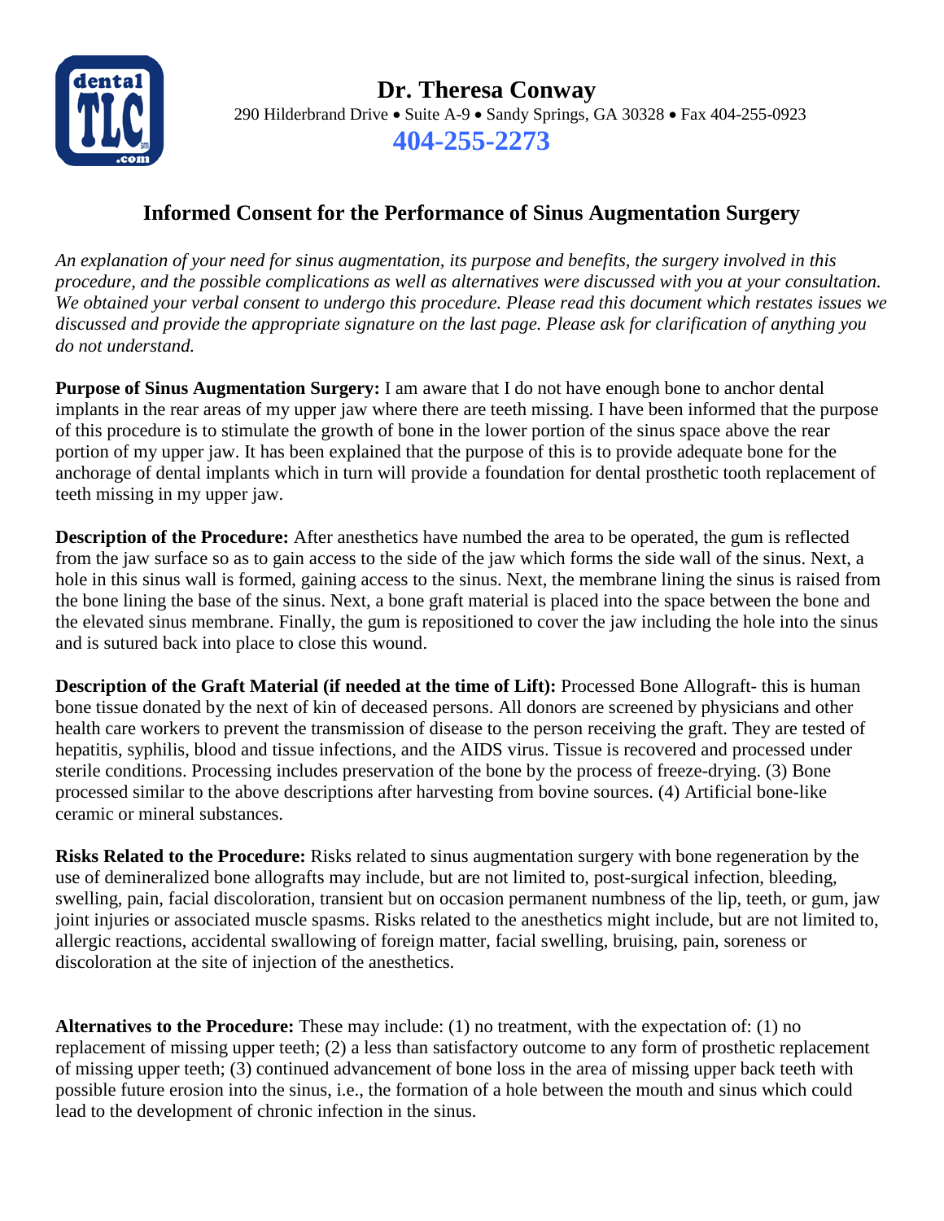# Dr. Theresa Conway

290 Hilderbrand Drive • Suite A-9 • Sandy Springs, GA 30328 • Fax 404-255-0923

**404-255-2273**

## Informed Consent for the Performance of Sinus Augmentation Surgery

*An explanation of your need for sinus augmentation, its purpose and benefits, the surgery involved in this procedure, and the possible complications as well as alternatives were discussed with you at your consultation. We obtained your verbal consent to undergo this procedure. Please read this document which restates issues we discussed and provide the appropriate signature on the last page. Please ask for clarification of anything you do not understand.*

**Purpose of Sinus Augmentation Surgery:** I am aware that I do not have enough bone to anchor dental implants in the rear areas of my upper jaw where there are teeth missing. I have been informed that the purpose of this procedure is to stimulate the growth of bone in the lower portion of the sinus space above the rear portion of my upper jaw. It has been explained that the purpose of this is to provide adequate bone for the anchorage of dental implants which in turn will provide a foundation for dental prosthetic tooth replacement of teeth missing in my upper jaw.

**Description of the Procedure:** After anesthetics have numbed the area to be operated, the gum is reflected from the jaw surface so as to gain access to the side of the jaw which forms the side wall of the sinus. Next, a hole in this sinus wall is formed, gaining access to the sinus. Next, the membrane lining the sinus is raised from the bone lining the base of the sinus. Next, a bone graft material is placed into the space between the bone and the elevated sinus membrane. Finally, the gum is repositioned to cover the jaw including the hole into the sinus and is sutured back into place to close this wound.

**Description of the Graft Material (if needed at the time of Lift):** Processed Bone Allograft- this is human bone tissue donated by the next of kin of deceased persons. All donors are screened by physicians and other health care workers to prevent the transmission of disease to the person receiving the graft. They are tested of hepatitis, syphilis, blood and tissue infections, and the AIDS virus. Tissue is recovered and processed under sterile conditions. Processing includes preservation of the bone by the process of freeze-drying. (3) Bone processed similar to the above descriptions after harvesting from bovine sources. (4) Artificial bone-like ceramic or mineral substances.

**Risks Related to the Procedure:** Risks related to sinus augmentation surgery with bone regeneration by the use of demineralized bone allografts may include, but are not limited to, post-surgical infection, bleeding, swelling, pain, facial discoloration, transient but on occasion permanent numbness of the lip, teeth, or gum, jaw joint injuries or associated muscle spasms. Risks related to the anesthetics might include, but are not limited to, allergic reactions, accidental swallowing of foreign matter, facial swelling, bruising, pain, soreness or discoloration at the site of injection of the anesthetics.

**Alternatives to the Procedure:** These may include: (1) no treatment, with the expectation of: (1) no replacement of missing upper teeth; (2) a less than satisfactory outcome to any form of prosthetic replacement of missing upper teeth; (3) continued advancement of bone loss in the area of missing upper back teeth with possible future erosion into the sinus, i.e., the formation of a hole between the mouth and sinus which could lead to the development of chronic infection in the sinus.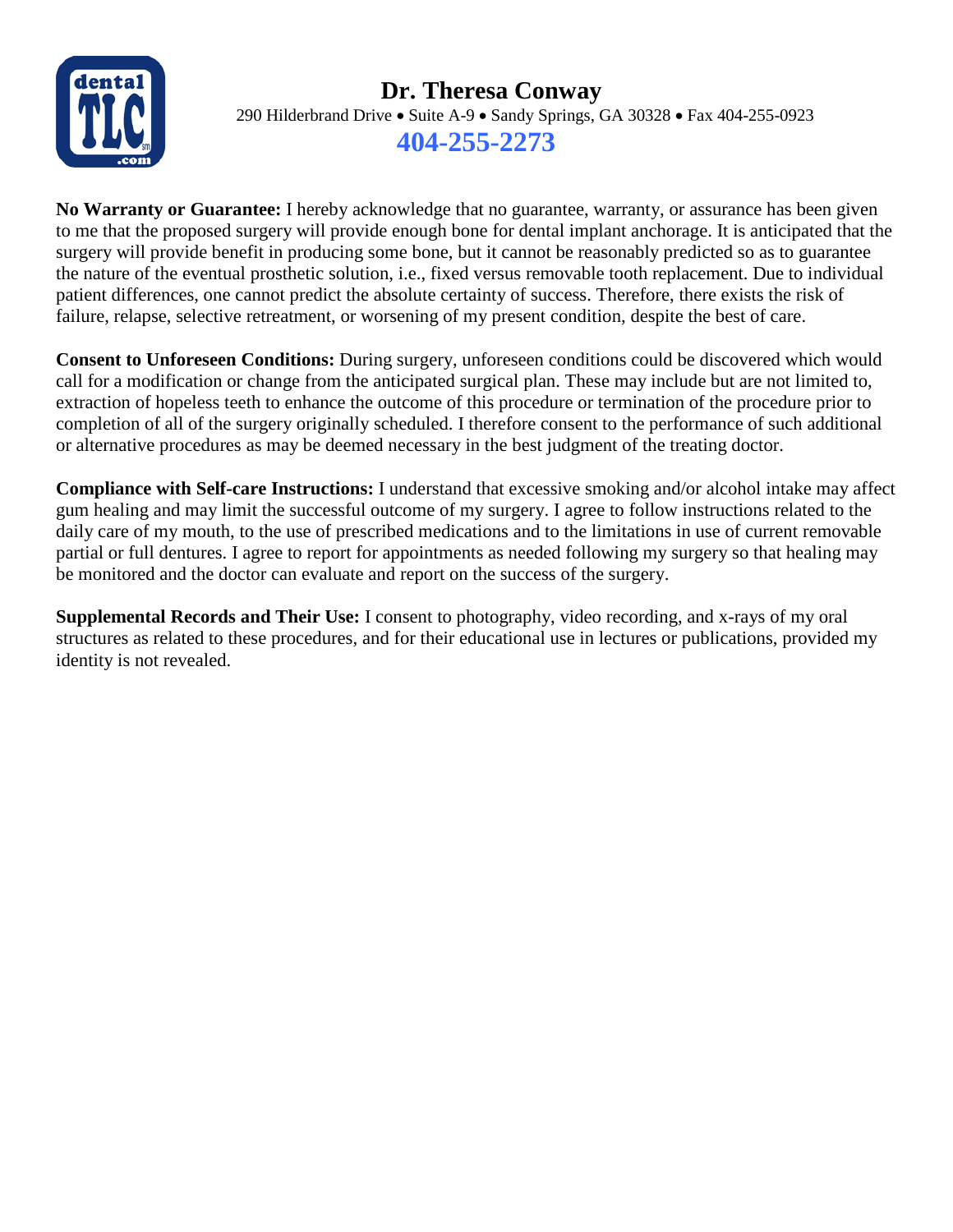# Dr. Theresa Conway

290 Hilderbrand Drive • Suite A-9 • Sandy Springs, GA 30328 • Fax 404-255-0923

**404-255-2273**

**No Warranty or Guarantee:** I hereby acknowledge that no guarantee, warranty, or assurance has been given to me that the proposed surgery will provide enough bone for dental implant anchorage. It is anticipated that the surgery will provide benefit in producing some bone, but it cannot be reasonably predicted so as to guarantee the nature of the eventual prosthetic solution, i.e., fixed versus removable tooth replacement. Due to individual patient differences, one cannot predict the absolute certainty of success. Therefore, there exists the risk of failure, relapse, selective retreatment, or worsening of my present condition, despite the best of care.

**Consent to Unforeseen Conditions:** During surgery, unforeseen conditions could be discovered which would call for a modification or change from the anticipated surgical plan. These may include but are not limited to, extraction of hopeless teeth to enhance the outcome of this procedure or termination of the procedure prior to completion of all of the surgery originally scheduled. I therefore consent to the performance of such additional or alternative procedures as may be deemed necessary in the best judgment of the treating doctor.

**Compliance with Self-care Instructions:** I understand that excessive smoking and/or alcohol intake may affect gum healing and may limit the successful outcome of my surgery. I agree to follow instructions related to the daily care of my mouth, to the use of prescribed medications and to the limitations in use of current removable partial or full dentures. I agree to report for appointments as needed following my surgery so that healing may be monitored and the doctor can evaluate and report on the success of the surgery.

**Supplemental Records and Their Use:** I consent to photography, video recording, and x-rays of my oral structures as related to these procedures, and for their educational use in lectures or publications, provided my identity is not revealed.